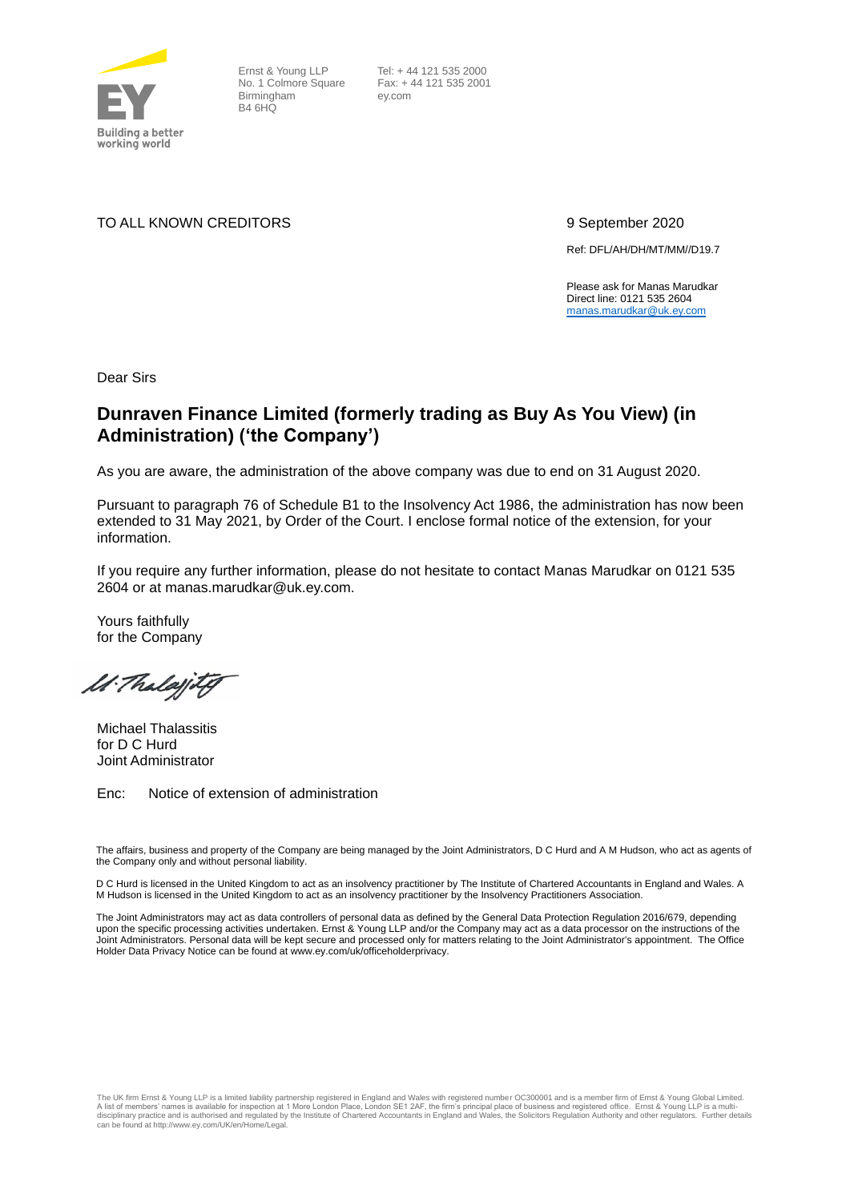Ernst & Young LLP
No. 1 Colmore Square
Birmingham
B4 6HQ

Tel: + 44 121 535 2000
Fax: + 44 121 535 2001
ey.com

TO ALL KNOWN CREDITORS

9 September 2020

Ref: DFL/AH/DH/MT/MM//D19.7

Please ask for Manas Marudkar
Direct line: 0121 535 2604
manas.marudkar@uk.ey.com

Dear Sirs

## Dunraven Finance Limited (formerly trading as Buy As You View) (in Administration) ('the Company')

As you are aware, the administration of the above company was due to end on 31 August 2020.

Pursuant to paragraph 76 of Schedule B1 to the Insolvency Act 1986, the administration has now been extended to 31 May 2021, by Order of the Court. I enclose formal notice of the extension, for your information.

If you require any further information, please do not hesitate to contact Manas Marudkar on 0121 535 2604 or at manas.marudkar@uk.ey.com.

Yours faithfully
for the Company

Michael Thalassitis
for D C Hurd
Joint Administrator

Enc: Notice of extension of administration

The affairs, business and property of the Company are being managed by the Joint Administrators, D C Hurd and A M Hudson, who act as agents of the Company only and without personal liability.

D C Hurd is licensed in the United Kingdom to act as an insolvency practitioner by The Institute of Chartered Accountants in England and Wales. A M Hudson is licensed in the United Kingdom to act as an insolvency practitioner by the Insolvency Practitioners Association.

The Joint Administrators may act as data controllers of personal data as defined by the General Data Protection Regulation 2016/679, depending upon the specific processing activities undertaken. Ernst & Young LLP and/or the Company may act as a data processor on the instructions of the Joint Administrators. Personal data will be kept secure and processed only for matters relating to the Joint Administrator's appointment. The Office Holder Data Privacy Notice can be found at www.ey.com/uk/officeholderprivacy.

The UK firm Ernst & Young LLP is a limited liability partnership registered in England and Wales with registered number OC300001 and is a member firm of Ernst & Young Global Limited. A list of members' names is available for inspection at 1 More London Place, London SE1 2AF, the firm's principal place of business and registered office. Ernst & Young LLP is a multi-disciplinary practice and is authorised and regulated by the Institute of Chartered Accountants in England and Wales, the Solicitors Regulation Authority and other regulators. Further details can be found at http://www.ey.com/UK/en/Home/Legal.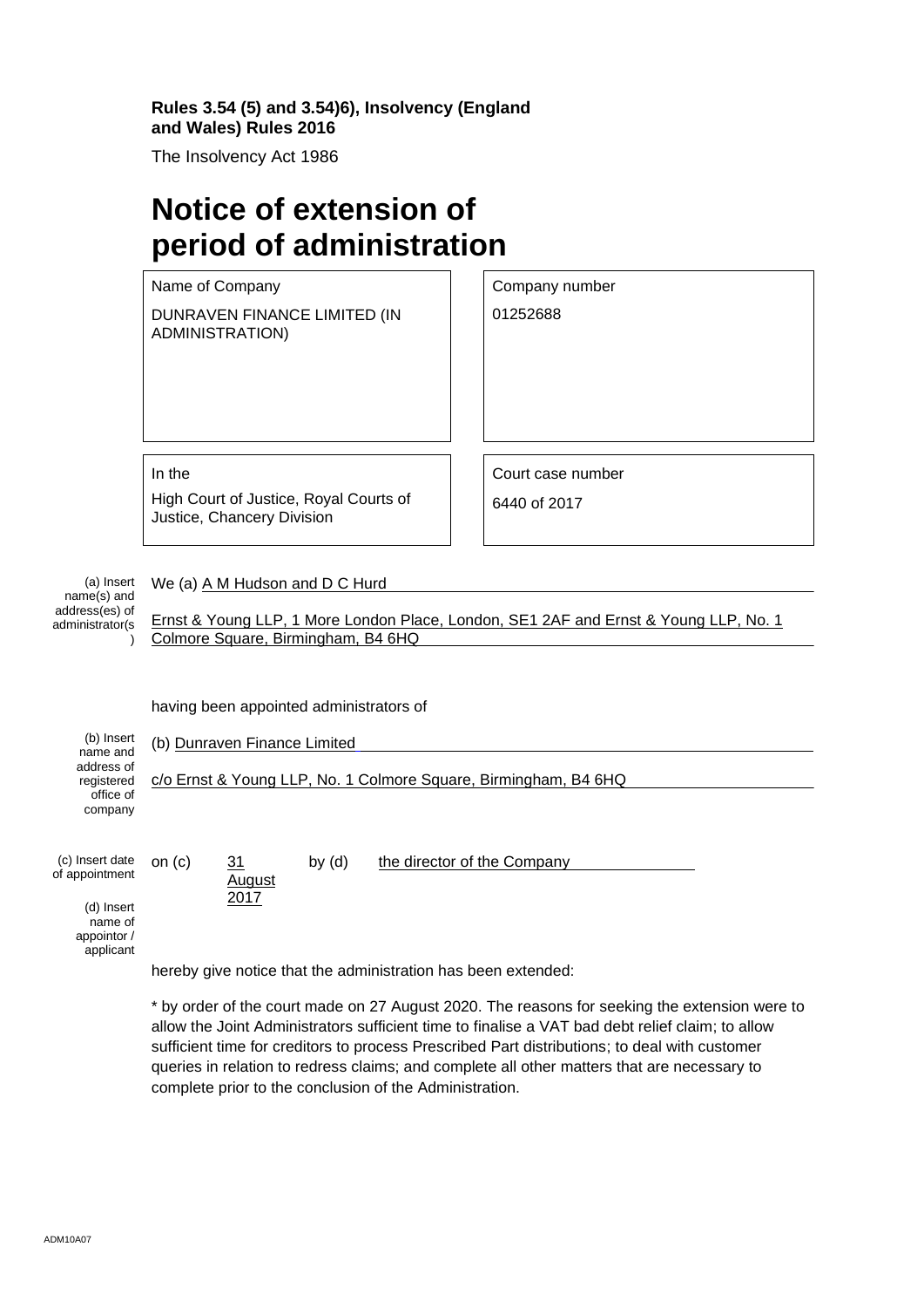**Rules 3.54 (5) and 3.54)6), Insolvency (England and Wales) Rules 2016**

The Insolvency Act 1986

# Notice of extension of period of administration

| Name of Company | Company number |
|---|---|
| DUNRAVEN FINANCE LIMITED (IN ADMINISTRATION) | 01252688 |

| In the | Court case number |
|---|---|
| High Court of Justice, Royal Courts of Justice, Chancery Division | 6440 of 2017 |

(a) Insert name(s) and address(es) of administrator(s)

We (a) A M Hudson and D C Hurd

Ernst & Young LLP, 1 More London Place, London, SE1 2AF and Ernst & Young LLP, No. 1 Colmore Square, Birmingham, B4 6HQ

having been appointed administrators of

(b) Insert name and address of registered office of company

(b) Dunraven Finance Limited

c/o Ernst & Young LLP, No. 1 Colmore Square, Birmingham, B4 6HQ

(c) Insert date of appointment

(d) Insert name of appointor / applicant

on (c) 31 August 2017 by (d) the director of the Company

hereby give notice that the administration has been extended:

* by order of the court made on 27 August 2020. The reasons for seeking the extension were to allow the Joint Administrators sufficient time to finalise a VAT bad debt relief claim; to allow sufficient time for creditors to process Prescribed Part distributions; to deal with customer queries in relation to redress claims; and complete all other matters that are necessary to complete prior to the conclusion of the Administration.

ADM10A07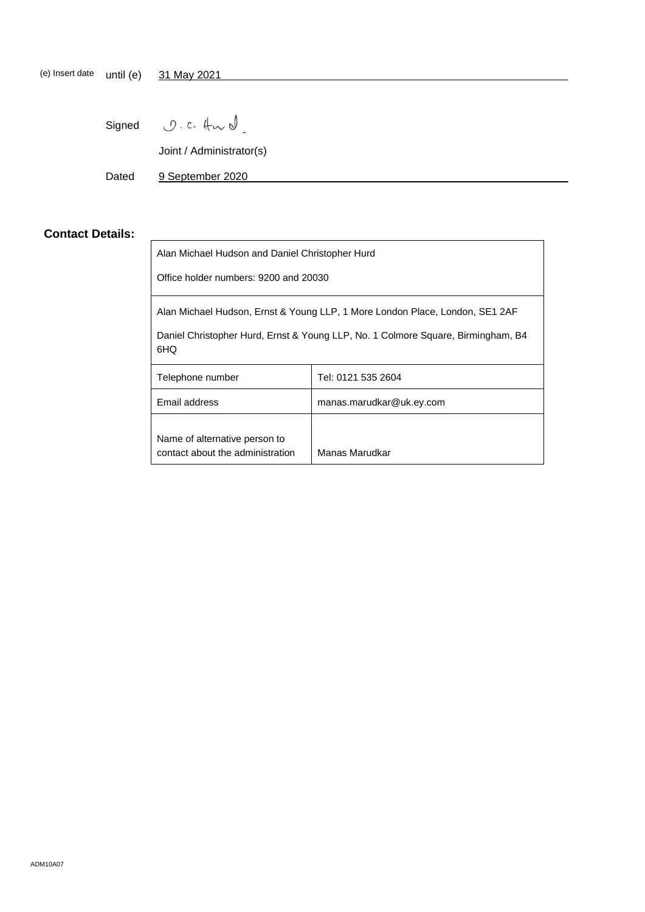(e) Insert date until (e) 31 May 2021

Signed D. C. Hurd

Joint / Administrator(s)

Dated 9 September 2020

**Contact Details:**

| | |
|---|---|
| Alan Michael Hudson and Daniel Christopher Hurd<br><br>Office holder numbers: 9200 and 20030 | |
| Alan Michael Hudson, Ernst & Young LLP, 1 More London Place, London, SE1 2AF<br><br>Daniel Christopher Hurd, Ernst & Young LLP, No. 1 Colmore Square, Birmingham, B4 6HQ | |
| Telephone number | Tel: 0121 535 2604 |
| Email address | manas.marudkar@uk.ey.com |
| Name of alternative person to contact about the administration | Manas Marudkar |

ADM10A07